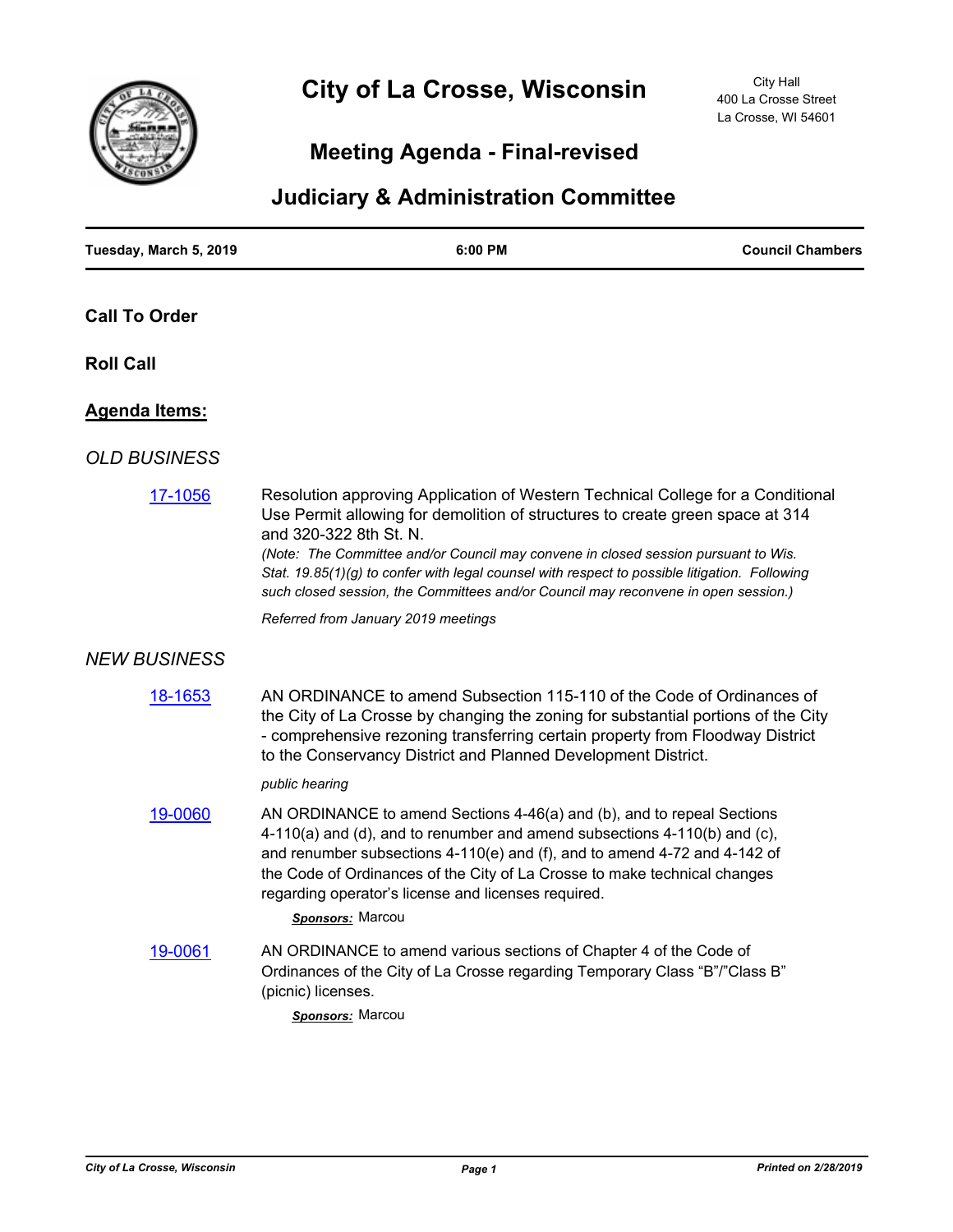# City of La Crosse, Wisconsin

City Hall
400 La Crosse Street
La Crosse, WI 54601

## Meeting Agenda - Final-revised

## Judiciary & Administration Committee

**Tuesday, March 5, 2019** | **6:00 PM** | **Council Chambers**

### Call To Order

### Roll Call

### Agenda Items:

*OLD BUSINESS*

17-1056 — Resolution approving Application of Western Technical College for a Conditional Use Permit allowing for demolition of structures to create green space at 314 and 320-322 8th St. N.

*(Note: The Committee and/or Council may convene in closed session pursuant to Wis. Stat. 19.85(1)(g) to confer with legal counsel with respect to possible litigation. Following such closed session, the Committees and/or Council may reconvene in open session.)*

*Referred from January 2019 meetings*

*NEW BUSINESS*

18-1653 — AN ORDINANCE to amend Subsection 115-110 of the Code of Ordinances of the City of La Crosse by changing the zoning for substantial portions of the City - comprehensive rezoning transferring certain property from Floodway District to the Conservancy District and Planned Development District.

*public hearing*

19-0060 — AN ORDINANCE to amend Sections 4-46(a) and (b), and to repeal Sections 4-110(a) and (d), and to renumber and amend subsections 4-110(b) and (c), and renumber subsections 4-110(e) and (f), and to amend 4-72 and 4-142 of the Code of Ordinances of the City of La Crosse to make technical changes regarding operator's license and licenses required.

***Sponsors:*** Marcou

19-0061 — AN ORDINANCE to amend various sections of Chapter 4 of the Code of Ordinances of the City of La Crosse regarding Temporary Class "B"/"Class B" (picnic) licenses.

***Sponsors:*** Marcou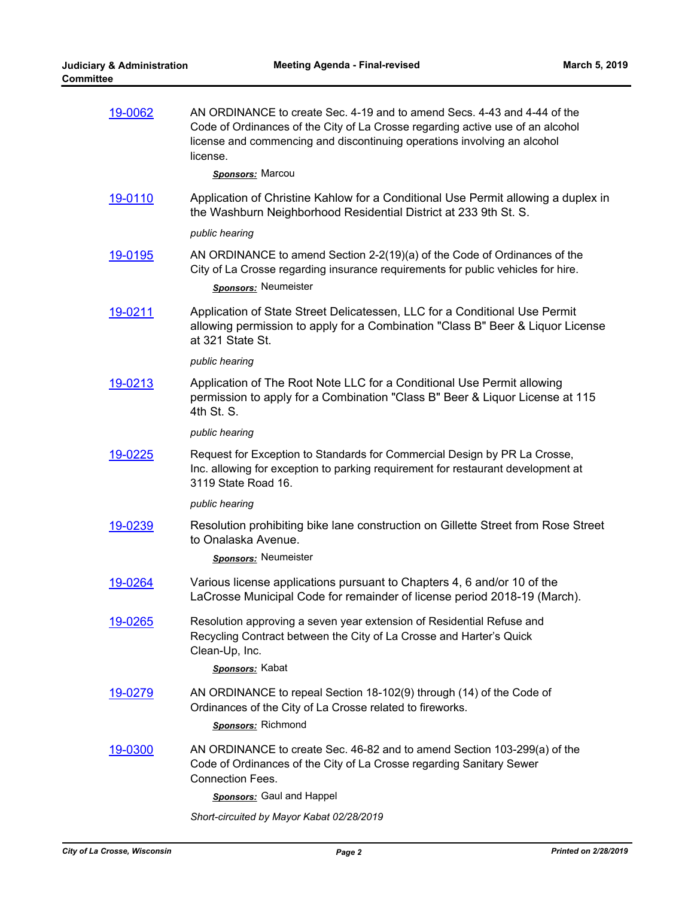[19-0062](19-0062) AN ORDINANCE to create Sec. 4-19 and to amend Secs. 4-43 and 4-44 of the Code of Ordinances of the City of La Crosse regarding active use of an alcohol license and commencing and discontinuing operations involving an alcohol license.

***Sponsors:*** Marcou

[19-0110](19-0110) Application of Christine Kahlow for a Conditional Use Permit allowing a duplex in the Washburn Neighborhood Residential District at 233 9th St. S.

*public hearing*

[19-0195](19-0195) AN ORDINANCE to amend Section 2-2(19)(a) of the Code of Ordinances of the City of La Crosse regarding insurance requirements for public vehicles for hire.

***Sponsors:*** Neumeister

[19-0211](19-0211) Application of State Street Delicatessen, LLC for a Conditional Use Permit allowing permission to apply for a Combination "Class B" Beer & Liquor License at 321 State St.

*public hearing*

[19-0213](19-0213) Application of The Root Note LLC for a Conditional Use Permit allowing permission to apply for a Combination "Class B" Beer & Liquor License at 115 4th St. S.

*public hearing*

[19-0225](19-0225) Request for Exception to Standards for Commercial Design by PR La Crosse, Inc. allowing for exception to parking requirement for restaurant development at 3119 State Road 16.

*public hearing*

[19-0239](19-0239) Resolution prohibiting bike lane construction on Gillette Street from Rose Street to Onalaska Avenue.

***Sponsors:*** Neumeister

[19-0264](19-0264) Various license applications pursuant to Chapters 4, 6 and/or 10 of the LaCrosse Municipal Code for remainder of license period 2018-19 (March).

[19-0265](19-0265) Resolution approving a seven year extension of Residential Refuse and Recycling Contract between the City of La Crosse and Harter's Quick Clean-Up, Inc.

***Sponsors:*** Kabat

[19-0279](19-0279) AN ORDINANCE to repeal Section 18-102(9) through (14) of the Code of Ordinances of the City of La Crosse related to fireworks.

***Sponsors:*** Richmond

[19-0300](19-0300) AN ORDINANCE to create Sec. 46-82 and to amend Section 103-299(a) of the Code of Ordinances of the City of La Crosse regarding Sanitary Sewer Connection Fees.

***Sponsors:*** Gaul and Happel

*Short-circuited by Mayor Kabat 02/28/2019*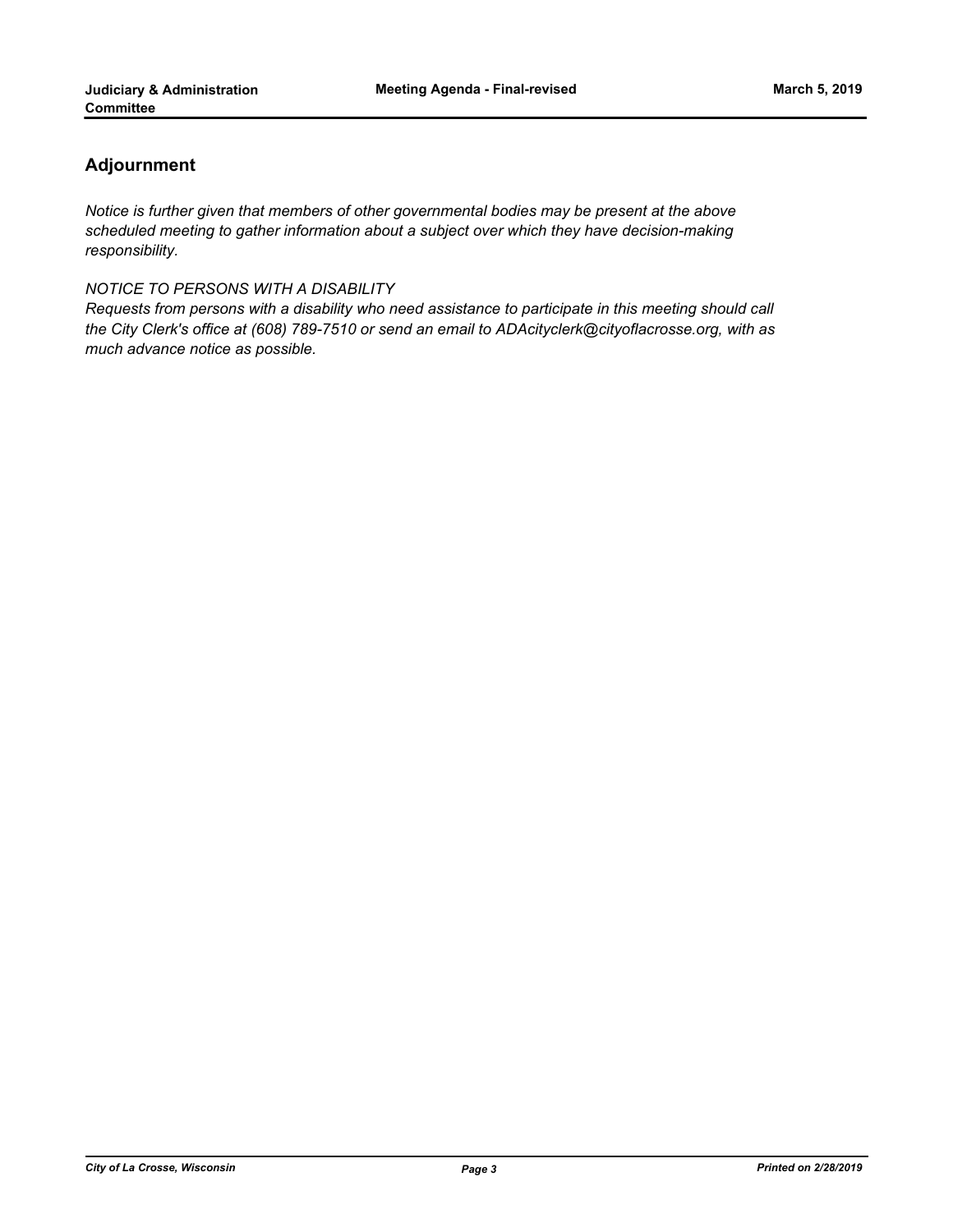## Adjournment

*Notice is further given that members of other governmental bodies may be present at the above scheduled meeting to gather information about a subject over which they have decision-making responsibility.*

*NOTICE TO PERSONS WITH A DISABILITY*
*Requests from persons with a disability who need assistance to participate in this meeting should call the City Clerk's office at (608) 789-7510 or send an email to ADAcityclerk@cityoflacrosse.org, with as much advance notice as possible.*